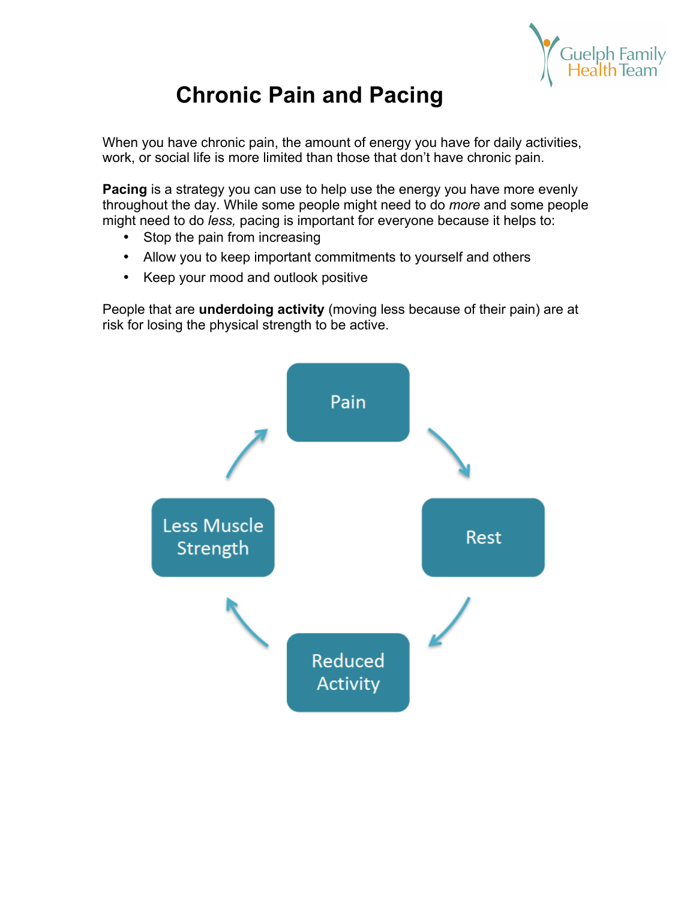Guelph Family Health Team

# Chronic Pain and Pacing

When you have chronic pain, the amount of energy you have for daily activities, work, or social life is more limited than those that don't have chronic pain.

**Pacing** is a strategy you can use to help use the energy you have more evenly throughout the day. While some people might need to do *more* and some people might need to do *less,* pacing is important for everyone because it helps to:

- Stop the pain from increasing
- Allow you to keep important commitments to yourself and others
- Keep your mood and outlook positive

People that are **underdoing activity** (moving less because of their pain) are at risk for losing the physical strength to be active.

Pain → Rest → Reduced Activity → Less Muscle Strength → Pain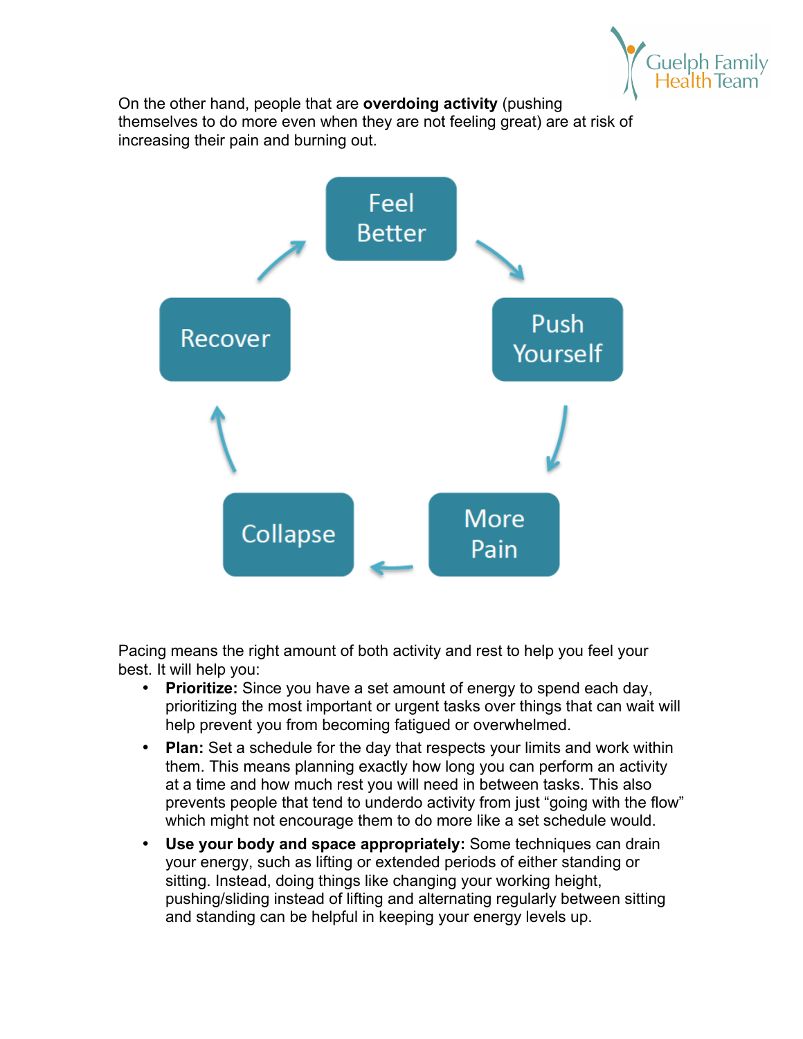On the other hand, people that are **overdoing activity** (pushing themselves to do more even when they are not feeling great) are at risk of increasing their pain and burning out.

Feel Better → Push Yourself → More Pain → Collapse → Recover → Feel Better

Pacing means the right amount of both activity and rest to help you feel your best. It will help you:

- **Prioritize:** Since you have a set amount of energy to spend each day, prioritizing the most important or urgent tasks over things that can wait will help prevent you from becoming fatigued or overwhelmed.
- **Plan:** Set a schedule for the day that respects your limits and work within them. This means planning exactly how long you can perform an activity at a time and how much rest you will need in between tasks. This also prevents people that tend to underdo activity from just "going with the flow" which might not encourage them to do more like a set schedule would.
- **Use your body and space appropriately:** Some techniques can drain your energy, such as lifting or extended periods of either standing or sitting. Instead, doing things like changing your working height, pushing/sliding instead of lifting and alternating regularly between sitting and standing can be helpful in keeping your energy levels up.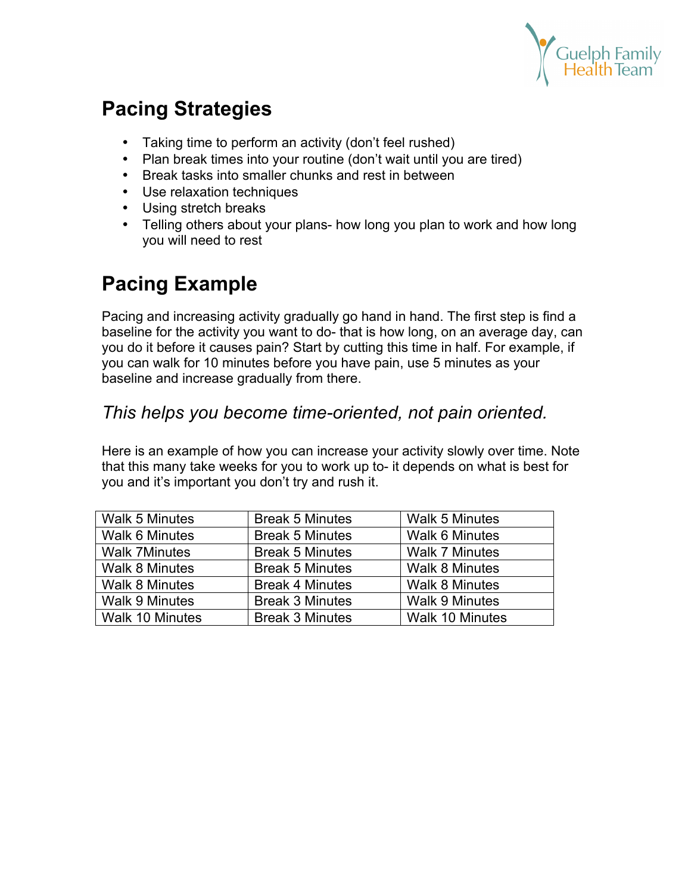## Pacing Strategies

- Taking time to perform an activity (don't feel rushed)
- Plan break times into your routine (don't wait until you are tired)
- Break tasks into smaller chunks and rest in between
- Use relaxation techniques
- Using stretch breaks
- Telling others about your plans- how long you plan to work and how long you will need to rest

## Pacing Example

Pacing and increasing activity gradually go hand in hand. The first step is find a baseline for the activity you want to do- that is how long, on an average day, can you do it before it causes pain? Start by cutting this time in half. For example, if you can walk for 10 minutes before you have pain, use 5 minutes as your baseline and increase gradually from there.

### *This helps you become time-oriented, not pain oriented.*

Here is an example of how you can increase your activity slowly over time. Note that this many take weeks for you to work up to- it depends on what is best for you and it's important you don't try and rush it.

| | | |
|---|---|---|
| Walk 5 Minutes | Break 5 Minutes | Walk 5 Minutes |
| Walk 6 Minutes | Break 5 Minutes | Walk 6 Minutes |
| Walk 7Minutes | Break 5 Minutes | Walk 7 Minutes |
| Walk 8 Minutes | Break 5 Minutes | Walk 8 Minutes |
| Walk 8 Minutes | Break 4 Minutes | Walk 8 Minutes |
| Walk 9 Minutes | Break 3 Minutes | Walk 9 Minutes |
| Walk 10 Minutes | Break 3 Minutes | Walk 10 Minutes |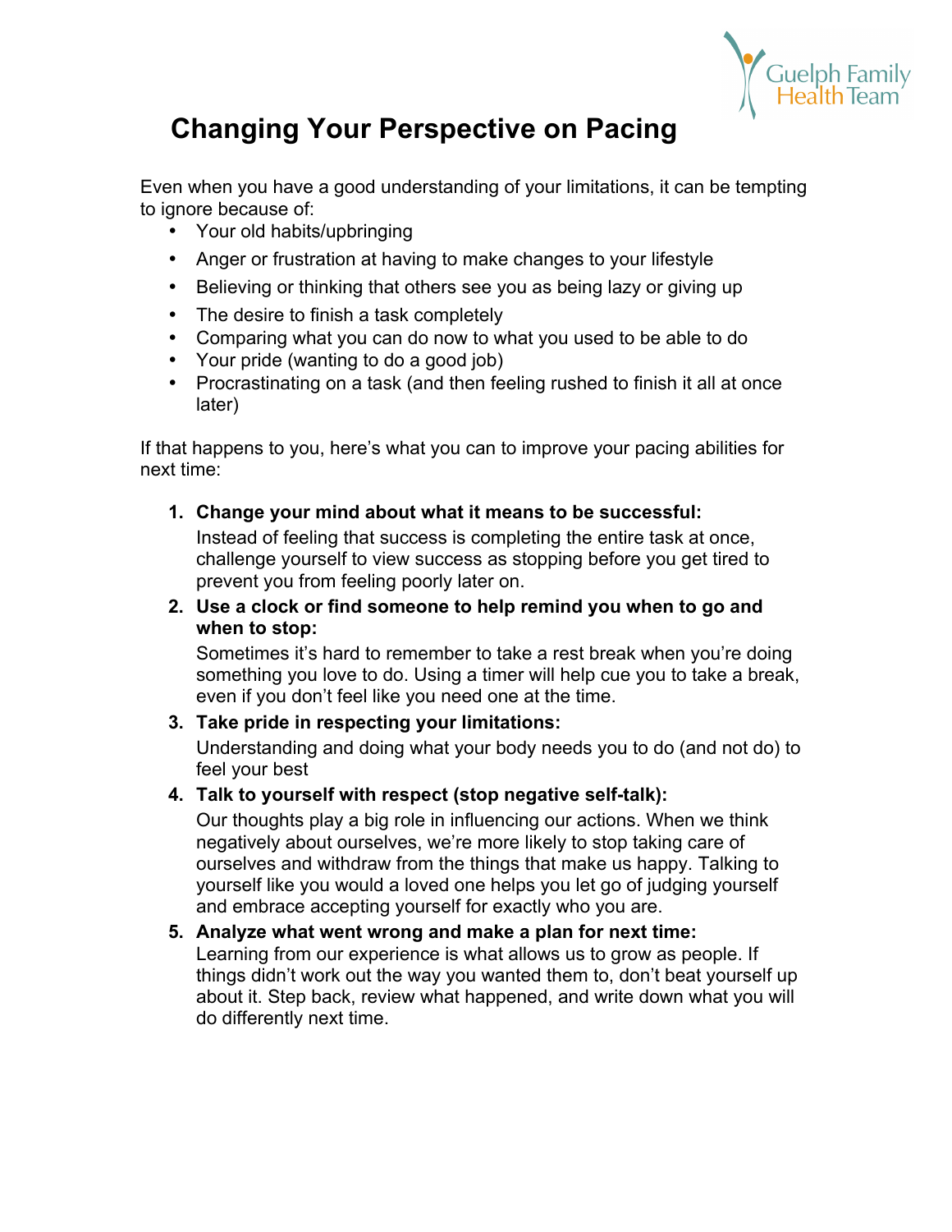# Changing Your Perspective on Pacing

Even when you have a good understanding of your limitations, it can be tempting to ignore because of:

- Your old habits/upbringing
- Anger or frustration at having to make changes to your lifestyle
- Believing or thinking that others see you as being lazy or giving up
- The desire to finish a task completely
- Comparing what you can do now to what you used to be able to do
- Your pride (wanting to do a good job)
- Procrastinating on a task (and then feeling rushed to finish it all at once later)

If that happens to you, here's what you can to improve your pacing abilities for next time:

1. **Change your mind about what it means to be successful:**
   Instead of feeling that success is completing the entire task at once, challenge yourself to view success as stopping before you get tired to prevent you from feeling poorly later on.
2. **Use a clock or find someone to help remind you when to go and when to stop:**
   Sometimes it's hard to remember to take a rest break when you're doing something you love to do. Using a timer will help cue you to take a break, even if you don't feel like you need one at the time.
3. **Take pride in respecting your limitations:**
   Understanding and doing what your body needs you to do (and not do) to feel your best
4. **Talk to yourself with respect (stop negative self-talk):**
   Our thoughts play a big role in influencing our actions. When we think negatively about ourselves, we're more likely to stop taking care of ourselves and withdraw from the things that make us happy. Talking to yourself like you would a loved one helps you let go of judging yourself and embrace accepting yourself for exactly who you are.
5. **Analyze what went wrong and make a plan for next time:**
   Learning from our experience is what allows us to grow as people. If things didn't work out the way you wanted them to, don't beat yourself up about it. Step back, review what happened, and write down what you will do differently next time.